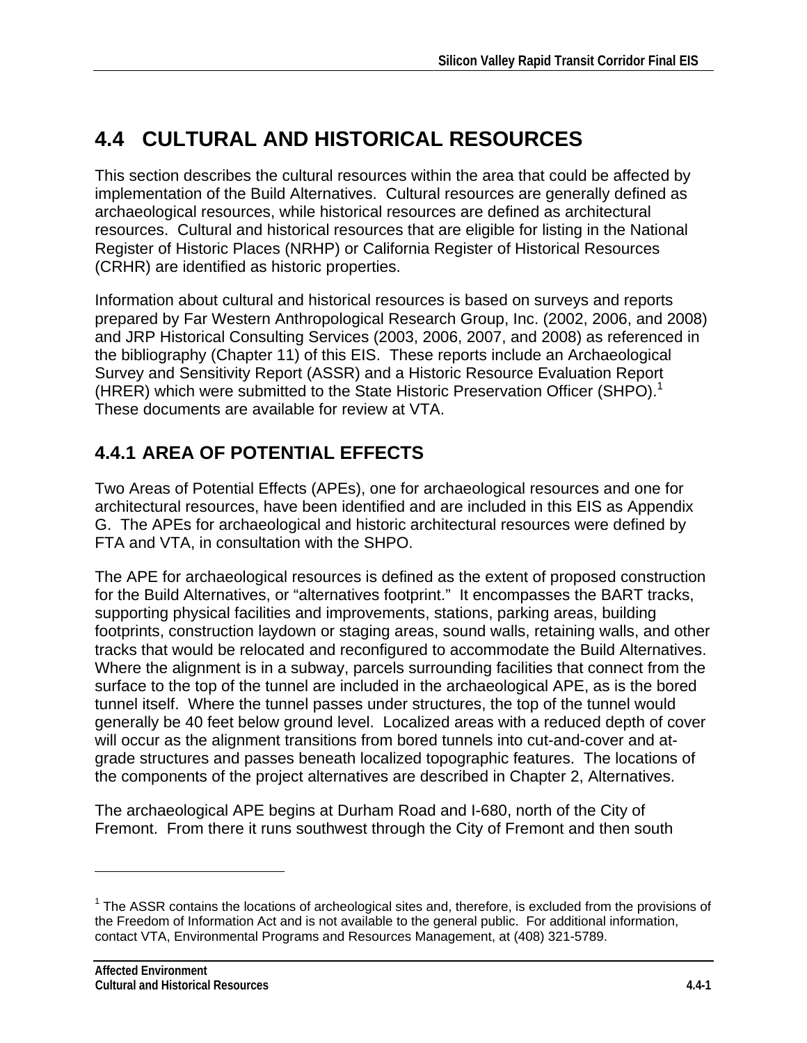# 4.4 CULTURAL AND HISTORICAL RESOURCES

This section describes the cultural resources within the area that could be affected by implementation of the Build Alternatives. Cultural resources are generally defined as archaeological resources, while historical resources are defined as architectural resources. Cultural and historical resources that are eligible for listing in the National Register of Historic Places (NRHP) or California Register of Historical Resources (CRHR) are identified as historic properties.

Information about cultural and historical resources is based on surveys and reports prepared by Far Western Anthropological Research Group, Inc. (2002, 2006, and 2008) and JRP Historical Consulting Services (2003, 2006, 2007, and 2008) as referenced in the bibliography (Chapter 11) of this EIS. These reports include an Archaeological Survey and Sensitivity Report (ASSR) and a Historic Resource Evaluation Report (HRER) which were submitted to the State Historic Preservation Officer (SHPO).[1] These documents are available for review at VTA.

## 4.4.1 AREA OF POTENTIAL EFFECTS

Two Areas of Potential Effects (APEs), one for archaeological resources and one for architectural resources, have been identified and are included in this EIS as Appendix G. The APEs for archaeological and historic architectural resources were defined by FTA and VTA, in consultation with the SHPO.

The APE for archaeological resources is defined as the extent of proposed construction for the Build Alternatives, or "alternatives footprint." It encompasses the BART tracks, supporting physical facilities and improvements, stations, parking areas, building footprints, construction laydown or staging areas, sound walls, retaining walls, and other tracks that would be relocated and reconfigured to accommodate the Build Alternatives. Where the alignment is in a subway, parcels surrounding facilities that connect from the surface to the top of the tunnel are included in the archaeological APE, as is the bored tunnel itself. Where the tunnel passes under structures, the top of the tunnel would generally be 40 feet below ground level. Localized areas with a reduced depth of cover will occur as the alignment transitions from bored tunnels into cut-and-cover and at-grade structures and passes beneath localized topographic features. The locations of the components of the project alternatives are described in Chapter 2, Alternatives.

The archaeological APE begins at Durham Road and I-680, north of the City of Fremont. From there it runs southwest through the City of Fremont and then south

---

[1] The ASSR contains the locations of archeological sites and, therefore, is excluded from the provisions of the Freedom of Information Act and is not available to the general public. For additional information, contact VTA, Environmental Programs and Resources Management, at (408) 321-5789.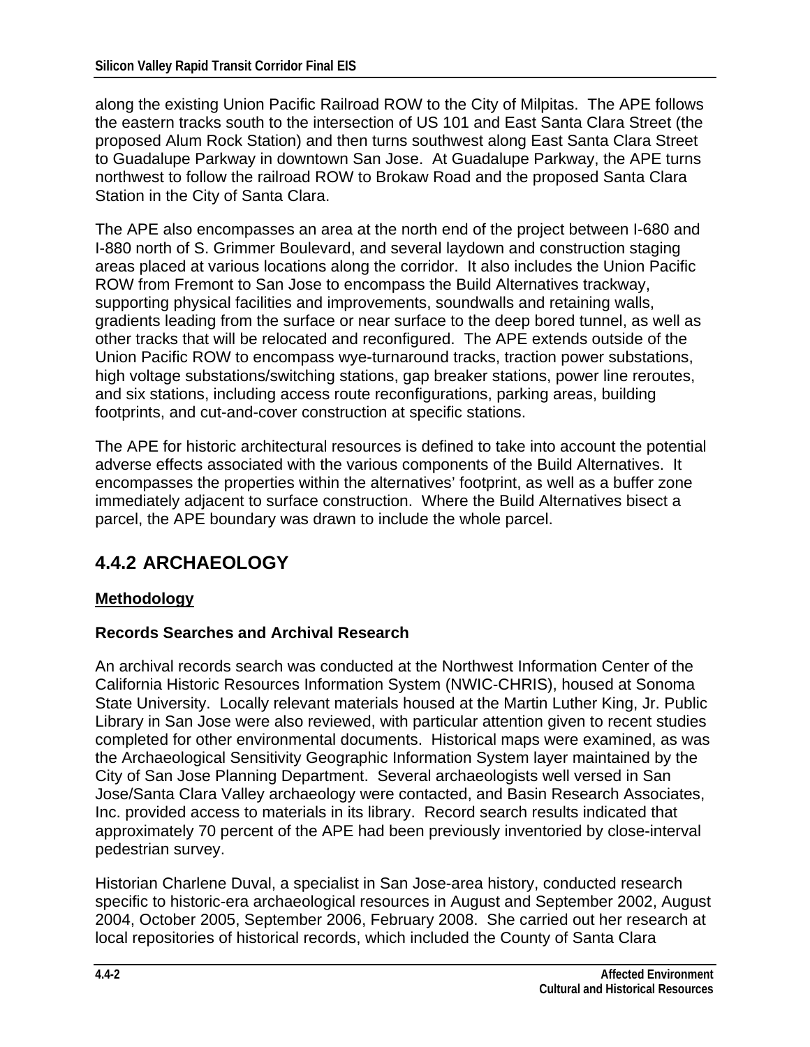along the existing Union Pacific Railroad ROW to the City of Milpitas. The APE follows the eastern tracks south to the intersection of US 101 and East Santa Clara Street (the proposed Alum Rock Station) and then turns southwest along East Santa Clara Street to Guadalupe Parkway in downtown San Jose. At Guadalupe Parkway, the APE turns northwest to follow the railroad ROW to Brokaw Road and the proposed Santa Clara Station in the City of Santa Clara.

The APE also encompasses an area at the north end of the project between I-680 and I-880 north of S. Grimmer Boulevard, and several laydown and construction staging areas placed at various locations along the corridor. It also includes the Union Pacific ROW from Fremont to San Jose to encompass the Build Alternatives trackway, supporting physical facilities and improvements, soundwalls and retaining walls, gradients leading from the surface or near surface to the deep bored tunnel, as well as other tracks that will be relocated and reconfigured. The APE extends outside of the Union Pacific ROW to encompass wye-turnaround tracks, traction power substations, high voltage substations/switching stations, gap breaker stations, power line reroutes, and six stations, including access route reconfigurations, parking areas, building footprints, and cut-and-cover construction at specific stations.

The APE for historic architectural resources is defined to take into account the potential adverse effects associated with the various components of the Build Alternatives. It encompasses the properties within the alternatives' footprint, as well as a buffer zone immediately adjacent to surface construction. Where the Build Alternatives bisect a parcel, the APE boundary was drawn to include the whole parcel.

## 4.4.2 ARCHAEOLOGY

### Methodology

#### Records Searches and Archival Research

An archival records search was conducted at the Northwest Information Center of the California Historic Resources Information System (NWIC-CHRIS), housed at Sonoma State University. Locally relevant materials housed at the Martin Luther King, Jr. Public Library in San Jose were also reviewed, with particular attention given to recent studies completed for other environmental documents. Historical maps were examined, as was the Archaeological Sensitivity Geographic Information System layer maintained by the City of San Jose Planning Department. Several archaeologists well versed in San Jose/Santa Clara Valley archaeology were contacted, and Basin Research Associates, Inc. provided access to materials in its library. Record search results indicated that approximately 70 percent of the APE had been previously inventoried by close-interval pedestrian survey.

Historian Charlene Duval, a specialist in San Jose-area history, conducted research specific to historic-era archaeological resources in August and September 2002, August 2004, October 2005, September 2006, February 2008. She carried out her research at local repositories of historical records, which included the County of Santa Clara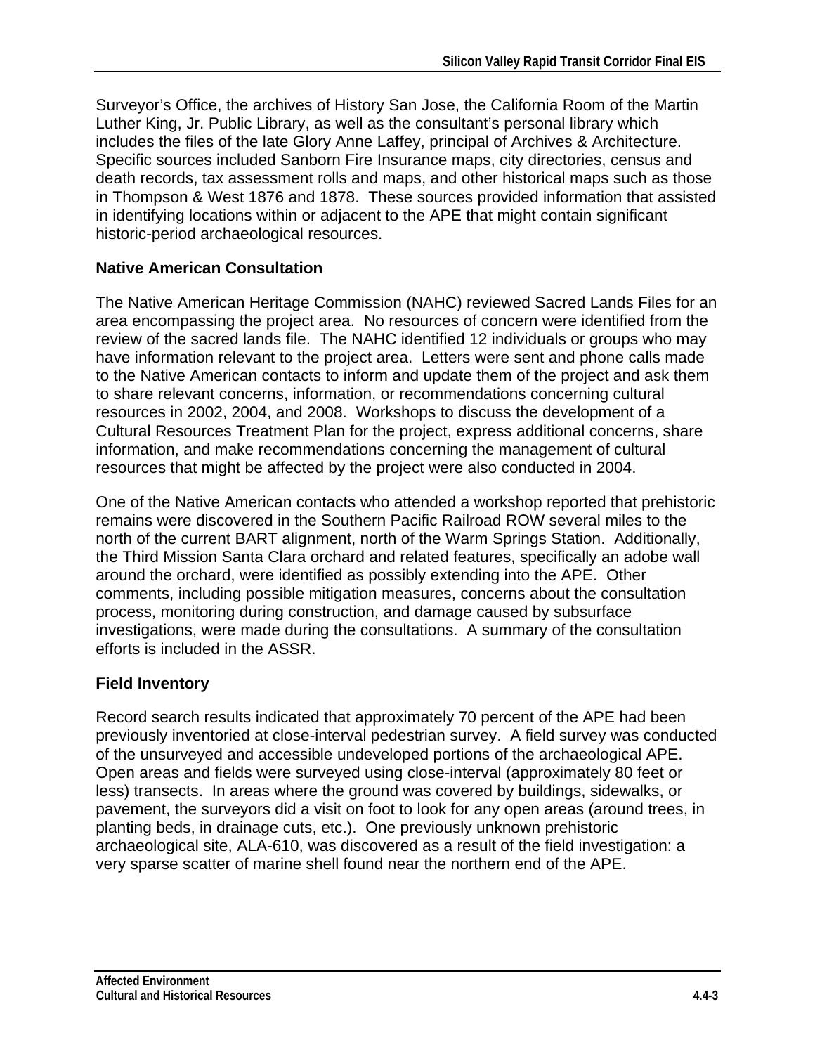Surveyor's Office, the archives of History San Jose, the California Room of the Martin Luther King, Jr. Public Library, as well as the consultant's personal library which includes the files of the late Glory Anne Laffey, principal of Archives & Architecture. Specific sources included Sanborn Fire Insurance maps, city directories, census and death records, tax assessment rolls and maps, and other historical maps such as those in Thompson & West 1876 and 1878. These sources provided information that assisted in identifying locations within or adjacent to the APE that might contain significant historic-period archaeological resources.

### Native American Consultation

The Native American Heritage Commission (NAHC) reviewed Sacred Lands Files for an area encompassing the project area. No resources of concern were identified from the review of the sacred lands file. The NAHC identified 12 individuals or groups who may have information relevant to the project area. Letters were sent and phone calls made to the Native American contacts to inform and update them of the project and ask them to share relevant concerns, information, or recommendations concerning cultural resources in 2002, 2004, and 2008. Workshops to discuss the development of a Cultural Resources Treatment Plan for the project, express additional concerns, share information, and make recommendations concerning the management of cultural resources that might be affected by the project were also conducted in 2004.

One of the Native American contacts who attended a workshop reported that prehistoric remains were discovered in the Southern Pacific Railroad ROW several miles to the north of the current BART alignment, north of the Warm Springs Station. Additionally, the Third Mission Santa Clara orchard and related features, specifically an adobe wall around the orchard, were identified as possibly extending into the APE. Other comments, including possible mitigation measures, concerns about the consultation process, monitoring during construction, and damage caused by subsurface investigations, were made during the consultations. A summary of the consultation efforts is included in the ASSR.

### Field Inventory

Record search results indicated that approximately 70 percent of the APE had been previously inventoried at close-interval pedestrian survey. A field survey was conducted of the unsurveyed and accessible undeveloped portions of the archaeological APE. Open areas and fields were surveyed using close-interval (approximately 80 feet or less) transects. In areas where the ground was covered by buildings, sidewalks, or pavement, the surveyors did a visit on foot to look for any open areas (around trees, in planting beds, in drainage cuts, etc.). One previously unknown prehistoric archaeological site, ALA-610, was discovered as a result of the field investigation: a very sparse scatter of marine shell found near the northern end of the APE.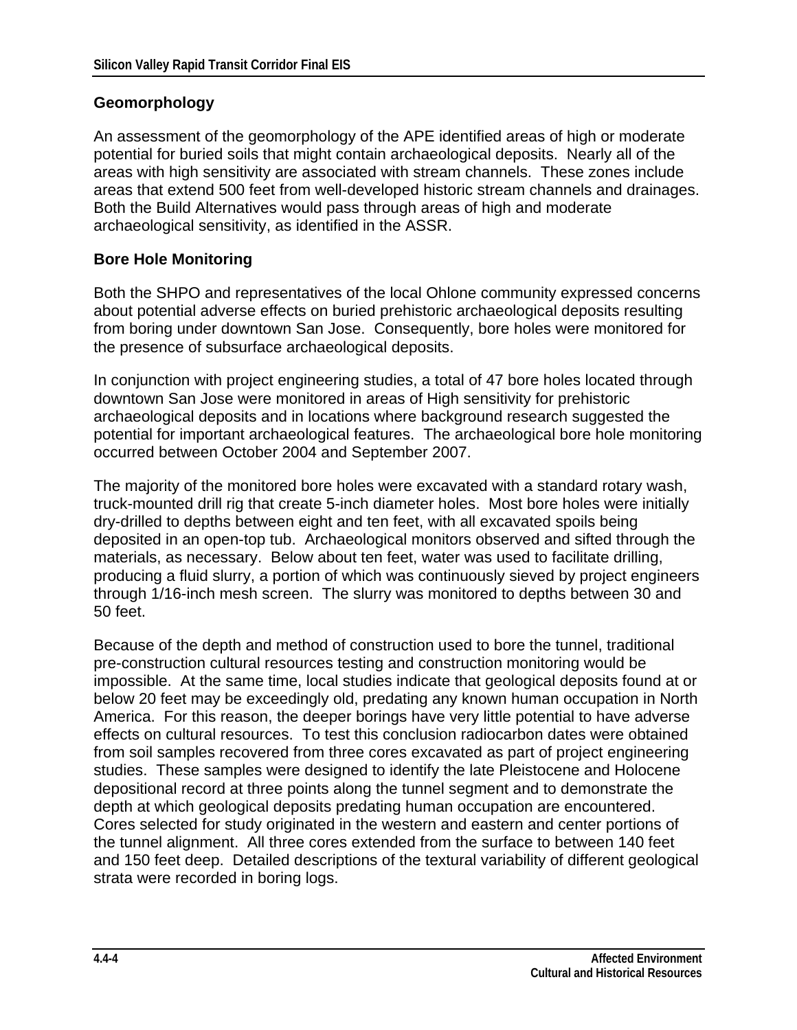## Geomorphology

An assessment of the geomorphology of the APE identified areas of high or moderate potential for buried soils that might contain archaeological deposits. Nearly all of the areas with high sensitivity are associated with stream channels. These zones include areas that extend 500 feet from well-developed historic stream channels and drainages. Both the Build Alternatives would pass through areas of high and moderate archaeological sensitivity, as identified in the ASSR.

## Bore Hole Monitoring

Both the SHPO and representatives of the local Ohlone community expressed concerns about potential adverse effects on buried prehistoric archaeological deposits resulting from boring under downtown San Jose. Consequently, bore holes were monitored for the presence of subsurface archaeological deposits.

In conjunction with project engineering studies, a total of 47 bore holes located through downtown San Jose were monitored in areas of High sensitivity for prehistoric archaeological deposits and in locations where background research suggested the potential for important archaeological features. The archaeological bore hole monitoring occurred between October 2004 and September 2007.

The majority of the monitored bore holes were excavated with a standard rotary wash, truck-mounted drill rig that create 5-inch diameter holes. Most bore holes were initially dry-drilled to depths between eight and ten feet, with all excavated spoils being deposited in an open-top tub. Archaeological monitors observed and sifted through the materials, as necessary. Below about ten feet, water was used to facilitate drilling, producing a fluid slurry, a portion of which was continuously sieved by project engineers through 1/16-inch mesh screen. The slurry was monitored to depths between 30 and 50 feet.

Because of the depth and method of construction used to bore the tunnel, traditional pre-construction cultural resources testing and construction monitoring would be impossible. At the same time, local studies indicate that geological deposits found at or below 20 feet may be exceedingly old, predating any known human occupation in North America. For this reason, the deeper borings have very little potential to have adverse effects on cultural resources. To test this conclusion radiocarbon dates were obtained from soil samples recovered from three cores excavated as part of project engineering studies. These samples were designed to identify the late Pleistocene and Holocene depositional record at three points along the tunnel segment and to demonstrate the depth at which geological deposits predating human occupation are encountered. Cores selected for study originated in the western and eastern and center portions of the tunnel alignment. All three cores extended from the surface to between 140 feet and 150 feet deep. Detailed descriptions of the textural variability of different geological strata were recorded in boring logs.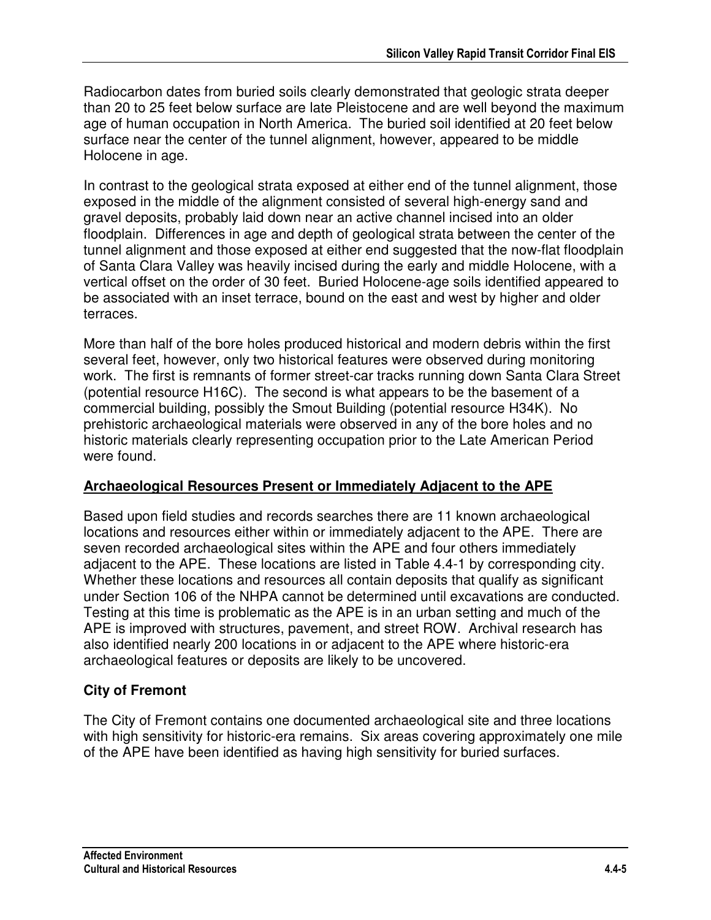Radiocarbon dates from buried soils clearly demonstrated that geologic strata deeper than 20 to 25 feet below surface are late Pleistocene and are well beyond the maximum age of human occupation in North America. The buried soil identified at 20 feet below surface near the center of the tunnel alignment, however, appeared to be middle Holocene in age.

In contrast to the geological strata exposed at either end of the tunnel alignment, those exposed in the middle of the alignment consisted of several high-energy sand and gravel deposits, probably laid down near an active channel incised into an older floodplain. Differences in age and depth of geological strata between the center of the tunnel alignment and those exposed at either end suggested that the now-flat floodplain of Santa Clara Valley was heavily incised during the early and middle Holocene, with a vertical offset on the order of 30 feet. Buried Holocene-age soils identified appeared to be associated with an inset terrace, bound on the east and west by higher and older terraces.

More than half of the bore holes produced historical and modern debris within the first several feet, however, only two historical features were observed during monitoring work. The first is remnants of former street-car tracks running down Santa Clara Street (potential resource H16C). The second is what appears to be the basement of a commercial building, possibly the Smout Building (potential resource H34K). No prehistoric archaeological materials were observed in any of the bore holes and no historic materials clearly representing occupation prior to the Late American Period were found.

## Archaeological Resources Present or Immediately Adjacent to the APE

Based upon field studies and records searches there are 11 known archaeological locations and resources either within or immediately adjacent to the APE. There are seven recorded archaeological sites within the APE and four others immediately adjacent to the APE. These locations are listed in Table 4.4-1 by corresponding city. Whether these locations and resources all contain deposits that qualify as significant under Section 106 of the NHPA cannot be determined until excavations are conducted. Testing at this time is problematic as the APE is in an urban setting and much of the APE is improved with structures, pavement, and street ROW. Archival research has also identified nearly 200 locations in or adjacent to the APE where historic-era archaeological features or deposits are likely to be uncovered.

### City of Fremont

The City of Fremont contains one documented archaeological site and three locations with high sensitivity for historic-era remains. Six areas covering approximately one mile of the APE have been identified as having high sensitivity for buried surfaces.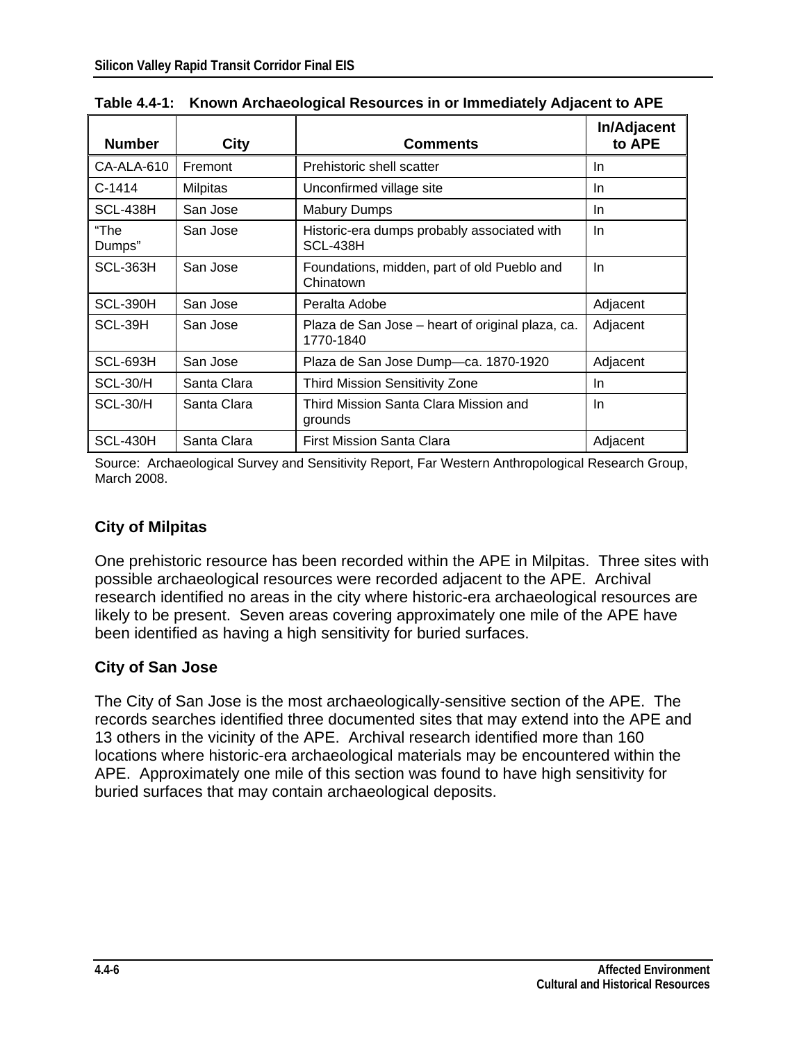**Table 4.4-1: Known Archaeological Resources in or Immediately Adjacent to APE**

| Number | City | Comments | In/Adjacent to APE |
|---|---|---|---|
| CA-ALA-610 | Fremont | Prehistoric shell scatter | In |
| C-1414 | Milpitas | Unconfirmed village site | In |
| SCL-438H | San Jose | Mabury Dumps | In |
| “The Dumps” | San Jose | Historic-era dumps probably associated with SCL-438H | In |
| SCL-363H | San Jose | Foundations, midden, part of old Pueblo and Chinatown | In |
| SCL-390H | San Jose | Peralta Adobe | Adjacent |
| SCL-39H | San Jose | Plaza de San Jose – heart of original plaza, ca. 1770-1840 | Adjacent |
| SCL-693H | San Jose | Plaza de San Jose Dump—ca. 1870-1920 | Adjacent |
| SCL-30/H | Santa Clara | Third Mission Sensitivity Zone | In |
| SCL-30/H | Santa Clara | Third Mission Santa Clara Mission and grounds | In |
| SCL-430H | Santa Clara | First Mission Santa Clara | Adjacent |

Source: Archaeological Survey and Sensitivity Report, Far Western Anthropological Research Group, March 2008.

### City of Milpitas

One prehistoric resource has been recorded within the APE in Milpitas. Three sites with possible archaeological resources were recorded adjacent to the APE. Archival research identified no areas in the city where historic-era archaeological resources are likely to be present. Seven areas covering approximately one mile of the APE have been identified as having a high sensitivity for buried surfaces.

### City of San Jose

The City of San Jose is the most archaeologically-sensitive section of the APE. The records searches identified three documented sites that may extend into the APE and 13 others in the vicinity of the APE. Archival research identified more than 160 locations where historic-era archaeological materials may be encountered within the APE. Approximately one mile of this section was found to have high sensitivity for buried surfaces that may contain archaeological deposits.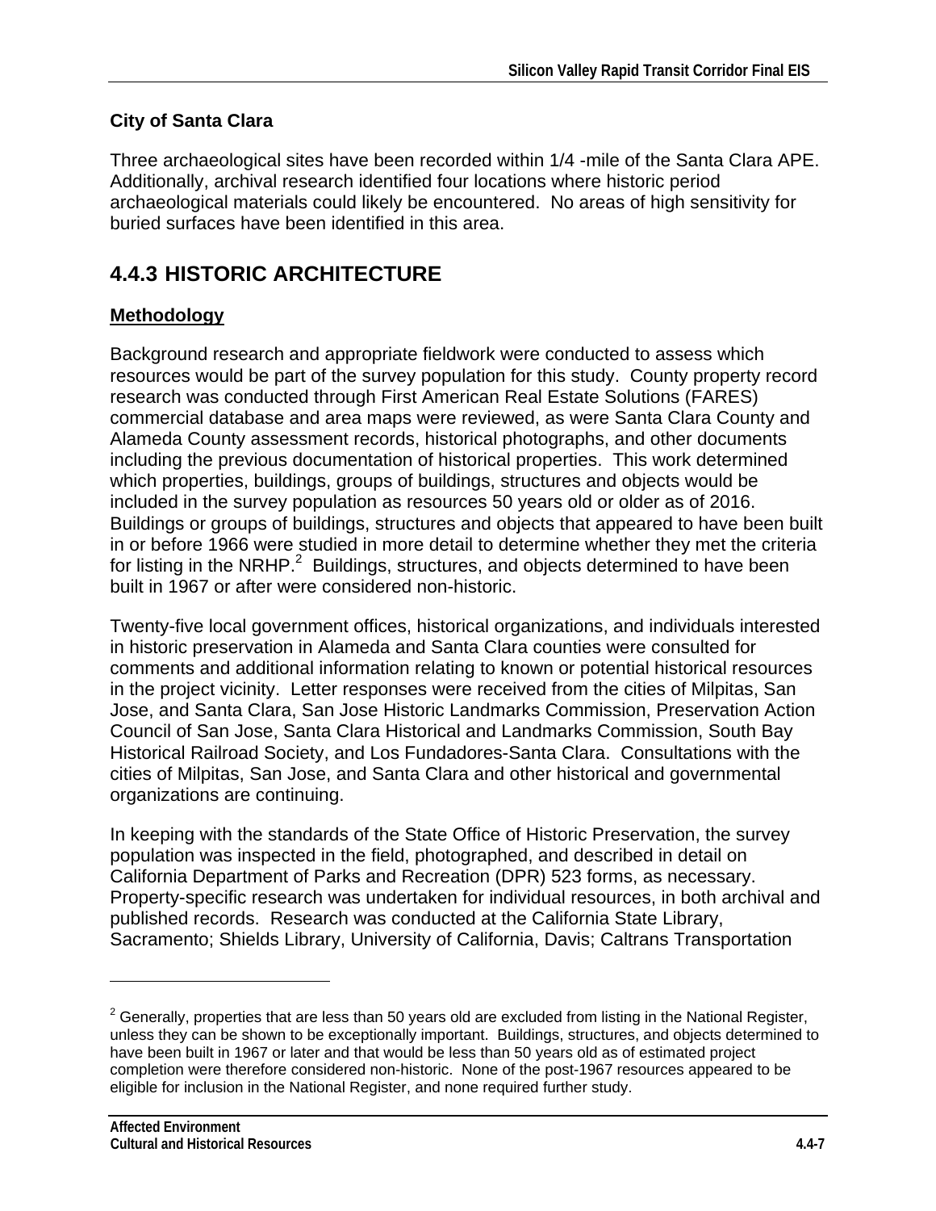### City of Santa Clara

Three archaeological sites have been recorded within 1/4 -mile of the Santa Clara APE. Additionally, archival research identified four locations where historic period archaeological materials could likely be encountered. No areas of high sensitivity for buried surfaces have been identified in this area.

## 4.4.3 HISTORIC ARCHITECTURE

### Methodology

Background research and appropriate fieldwork were conducted to assess which resources would be part of the survey population for this study. County property record research was conducted through First American Real Estate Solutions (FARES) commercial database and area maps were reviewed, as were Santa Clara County and Alameda County assessment records, historical photographs, and other documents including the previous documentation of historical properties. This work determined which properties, buildings, groups of buildings, structures and objects would be included in the survey population as resources 50 years old or older as of 2016. Buildings or groups of buildings, structures and objects that appeared to have been built in or before 1966 were studied in more detail to determine whether they met the criteria for listing in the NRHP.[2] Buildings, structures, and objects determined to have been built in 1967 or after were considered non-historic.

Twenty-five local government offices, historical organizations, and individuals interested in historic preservation in Alameda and Santa Clara counties were consulted for comments and additional information relating to known or potential historical resources in the project vicinity. Letter responses were received from the cities of Milpitas, San Jose, and Santa Clara, San Jose Historic Landmarks Commission, Preservation Action Council of San Jose, Santa Clara Historical and Landmarks Commission, South Bay Historical Railroad Society, and Los Fundadores-Santa Clara. Consultations with the cities of Milpitas, San Jose, and Santa Clara and other historical and governmental organizations are continuing.

In keeping with the standards of the State Office of Historic Preservation, the survey population was inspected in the field, photographed, and described in detail on California Department of Parks and Recreation (DPR) 523 forms, as necessary. Property-specific research was undertaken for individual resources, in both archival and published records. Research was conducted at the California State Library, Sacramento; Shields Library, University of California, Davis; Caltrans Transportation

---

[2] Generally, properties that are less than 50 years old are excluded from listing in the National Register, unless they can be shown to be exceptionally important. Buildings, structures, and objects determined to have been built in 1967 or later and that would be less than 50 years old as of estimated project completion were therefore considered non-historic. None of the post-1967 resources appeared to be eligible for inclusion in the National Register, and none required further study.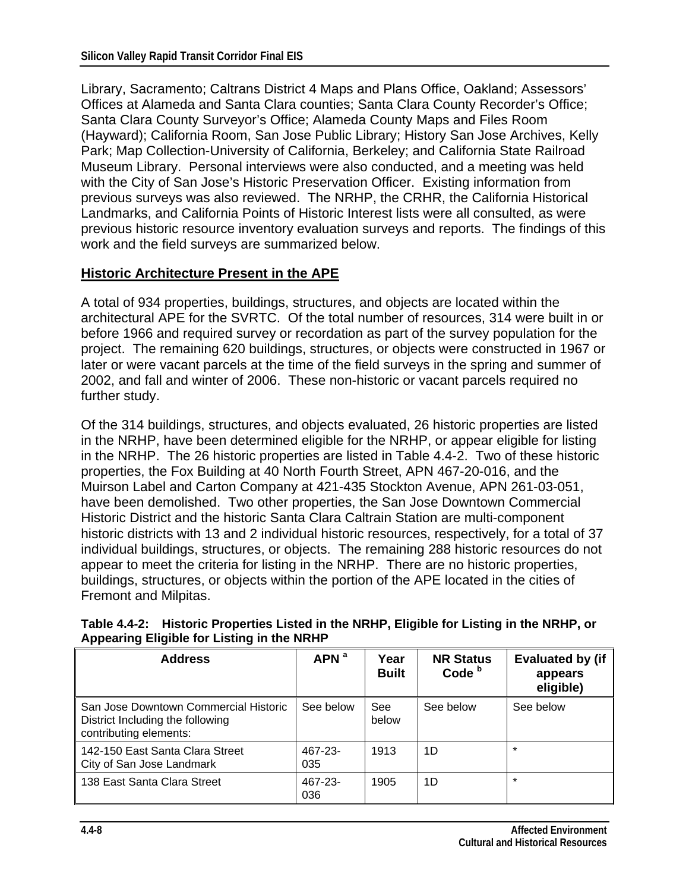Library, Sacramento; Caltrans District 4 Maps and Plans Office, Oakland; Assessors' Offices at Alameda and Santa Clara counties; Santa Clara County Recorder's Office; Santa Clara County Surveyor's Office; Alameda County Maps and Files Room (Hayward); California Room, San Jose Public Library; History San Jose Archives, Kelly Park; Map Collection-University of California, Berkeley; and California State Railroad Museum Library. Personal interviews were also conducted, and a meeting was held with the City of San Jose's Historic Preservation Officer. Existing information from previous surveys was also reviewed. The NRHP, the CRHR, the California Historical Landmarks, and California Points of Historic Interest lists were all consulted, as were previous historic resource inventory evaluation surveys and reports. The findings of this work and the field surveys are summarized below.

## Historic Architecture Present in the APE

A total of 934 properties, buildings, structures, and objects are located within the architectural APE for the SVRTC. Of the total number of resources, 314 were built in or before 1966 and required survey or recordation as part of the survey population for the project. The remaining 620 buildings, structures, or objects were constructed in 1967 or later or were vacant parcels at the time of the field surveys in the spring and summer of 2002, and fall and winter of 2006. These non-historic or vacant parcels required no further study.

Of the 314 buildings, structures, and objects evaluated, 26 historic properties are listed in the NRHP, have been determined eligible for the NRHP, or appear eligible for listing in the NRHP. The 26 historic properties are listed in Table 4.4-2. Two of these historic properties, the Fox Building at 40 North Fourth Street, APN 467-20-016, and the Muirson Label and Carton Company at 421-435 Stockton Avenue, APN 261-03-051, have been demolished. Two other properties, the San Jose Downtown Commercial Historic District and the historic Santa Clara Caltrain Station are multi-component historic districts with 13 and 2 individual historic resources, respectively, for a total of 37 individual buildings, structures, or objects. The remaining 288 historic resources do not appear to meet the criteria for listing in the NRHP. There are no historic properties, buildings, structures, or objects within the portion of the APE located in the cities of Fremont and Milpitas.

**Table 4.4-2: Historic Properties Listed in the NRHP, Eligible for Listing in the NRHP, or Appearing Eligible for Listing in the NRHP**

| Address | APN [a] | Year Built | NR Status Code [b] | Evaluated by (if appears eligible) |
|---|---|---|---|---|
| San Jose Downtown Commercial Historic District Including the following contributing elements: | See below | See below | See below | See below |
| 142-150 East Santa Clara Street<br>City of San Jose Landmark | 467-23-035 | 1913 | 1D | * |
| 138 East Santa Clara Street | 467-23-036 | 1905 | 1D | * |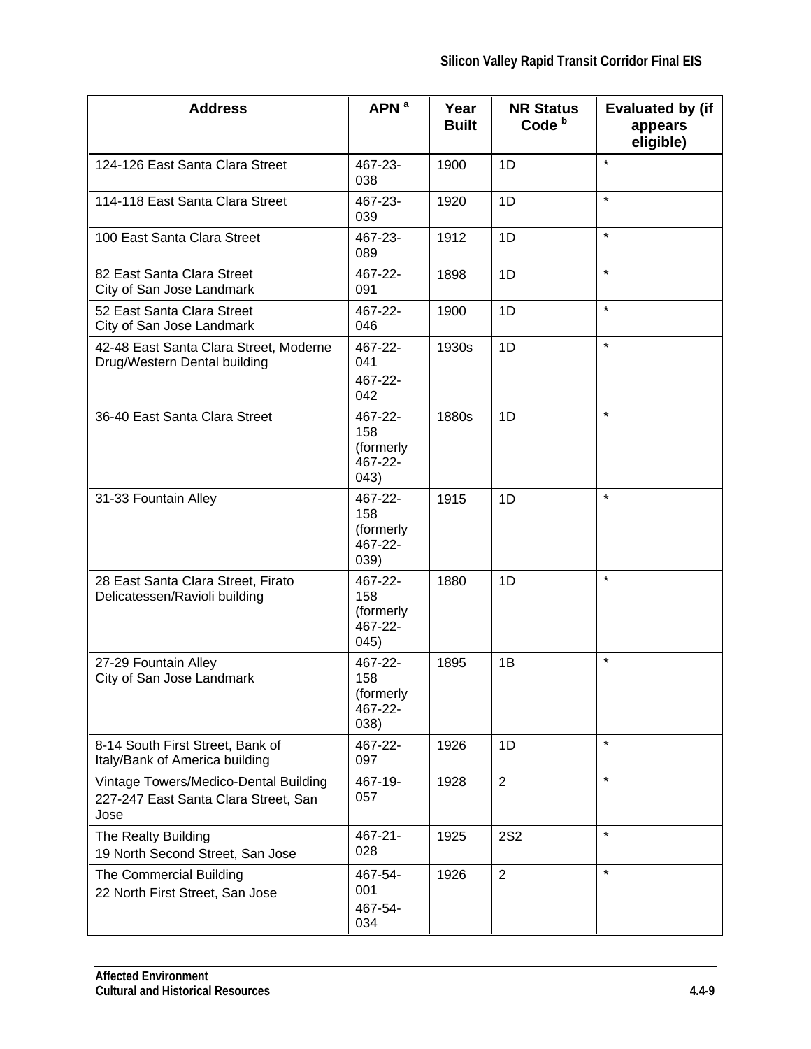| Address | APN [a] | Year Built | NR Status Code [b] | Evaluated by (if appears eligible) |
|---|---|---|---|---|
| 124-126 East Santa Clara Street | 467-23-038 | 1900 | 1D | * |
| 114-118 East Santa Clara Street | 467-23-039 | 1920 | 1D | * |
| 100 East Santa Clara Street | 467-23-089 | 1912 | 1D | * |
| 82 East Santa Clara Street<br>City of San Jose Landmark | 467-22-091 | 1898 | 1D | * |
| 52 East Santa Clara Street<br>City of San Jose Landmark | 467-22-046 | 1900 | 1D | * |
| 42-48 East Santa Clara Street, Moderne Drug/Western Dental building | 467-22-041<br>467-22-042 | 1930s | 1D | * |
| 36-40 East Santa Clara Street | 467-22-158 (formerly 467-22-043) | 1880s | 1D | * |
| 31-33 Fountain Alley | 467-22-158 (formerly 467-22-039) | 1915 | 1D | * |
| 28 East Santa Clara Street, Firato Delicatessen/Ravioli building | 467-22-158 (formerly 467-22-045) | 1880 | 1D | * |
| 27-29 Fountain Alley<br>City of San Jose Landmark | 467-22-158 (formerly 467-22-038) | 1895 | 1B | * |
| 8-14 South First Street, Bank of Italy/Bank of America building | 467-22-097 | 1926 | 1D | * |
| Vintage Towers/Medico-Dental Building<br>227-247 East Santa Clara Street, San Jose | 467-19-057 | 1928 | 2 | * |
| The Realty Building<br>19 North Second Street, San Jose | 467-21-028 | 1925 | 2S2 | * |
| The Commercial Building<br>22 North First Street, San Jose | 467-54-001<br>467-54-034 | 1926 | 2 | * |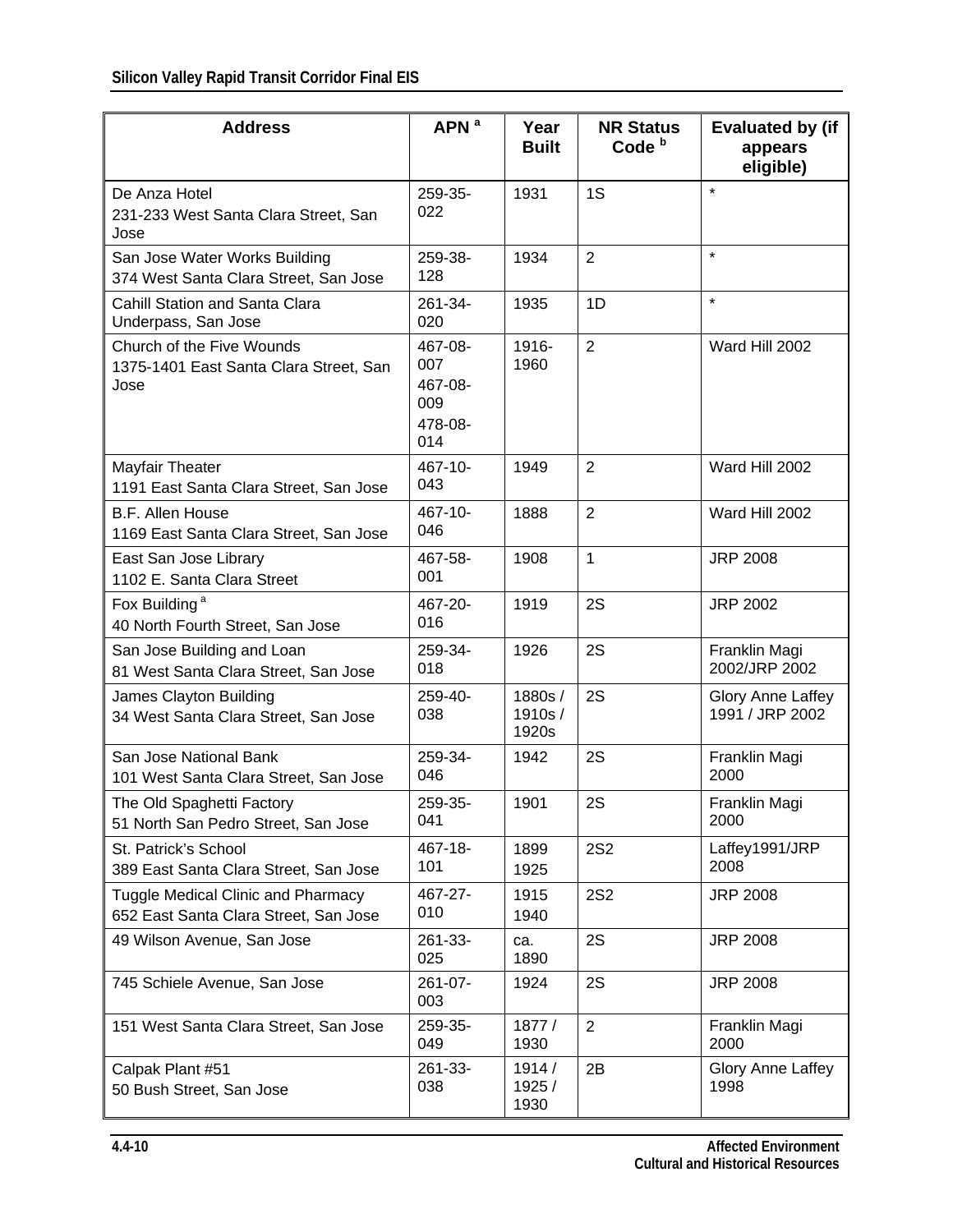| Address | APN [a] | Year Built | NR Status Code [b] | Evaluated by (if appears eligible) |
|---|---|---|---|---|
| De Anza Hotel<br>231-233 West Santa Clara Street, San Jose | 259-35-022 | 1931 | 1S | * |
| San Jose Water Works Building<br>374 West Santa Clara Street, San Jose | 259-38-128 | 1934 | 2 | * |
| Cahill Station and Santa Clara Underpass, San Jose | 261-34-020 | 1935 | 1D | * |
| Church of the Five Wounds<br>1375-1401 East Santa Clara Street, San Jose | 467-08-007<br>467-08-009<br>478-08-014 | 1916-1960 | 2 | Ward Hill 2002 |
| Mayfair Theater<br>1191 East Santa Clara Street, San Jose | 467-10-043 | 1949 | 2 | Ward Hill 2002 |
| B.F. Allen House<br>1169 East Santa Clara Street, San Jose | 467-10-046 | 1888 | 2 | Ward Hill 2002 |
| East San Jose Library<br>1102 E. Santa Clara Street | 467-58-001 | 1908 | 1 | JRP 2008 |
| Fox Building [a]<br>40 North Fourth Street, San Jose | 467-20-016 | 1919 | 2S | JRP 2002 |
| San Jose Building and Loan<br>81 West Santa Clara Street, San Jose | 259-34-018 | 1926 | 2S | Franklin Magi 2002/JRP 2002 |
| James Clayton Building<br>34 West Santa Clara Street, San Jose | 259-40-038 | 1880s / 1910s / 1920s | 2S | Glory Anne Laffey 1991 / JRP 2002 |
| San Jose National Bank<br>101 West Santa Clara Street, San Jose | 259-34-046 | 1942 | 2S | Franklin Magi 2000 |
| The Old Spaghetti Factory<br>51 North San Pedro Street, San Jose | 259-35-041 | 1901 | 2S | Franklin Magi 2000 |
| St. Patrick's School<br>389 East Santa Clara Street, San Jose | 467-18-101 | 1899<br>1925 | 2S2 | Laffey1991/JRP 2008 |
| Tuggle Medical Clinic and Pharmacy<br>652 East Santa Clara Street, San Jose | 467-27-010 | 1915<br>1940 | 2S2 | JRP 2008 |
| 49 Wilson Avenue, San Jose | 261-33-025 | ca. 1890 | 2S | JRP 2008 |
| 745 Schiele Avenue, San Jose | 261-07-003 | 1924 | 2S | JRP 2008 |
| 151 West Santa Clara Street, San Jose | 259-35-049 | 1877 / 1930 | 2 | Franklin Magi 2000 |
| Calpak Plant #51<br>50 Bush Street, San Jose | 261-33-038 | 1914 / 1925 / 1930 | 2B | Glory Anne Laffey 1998 |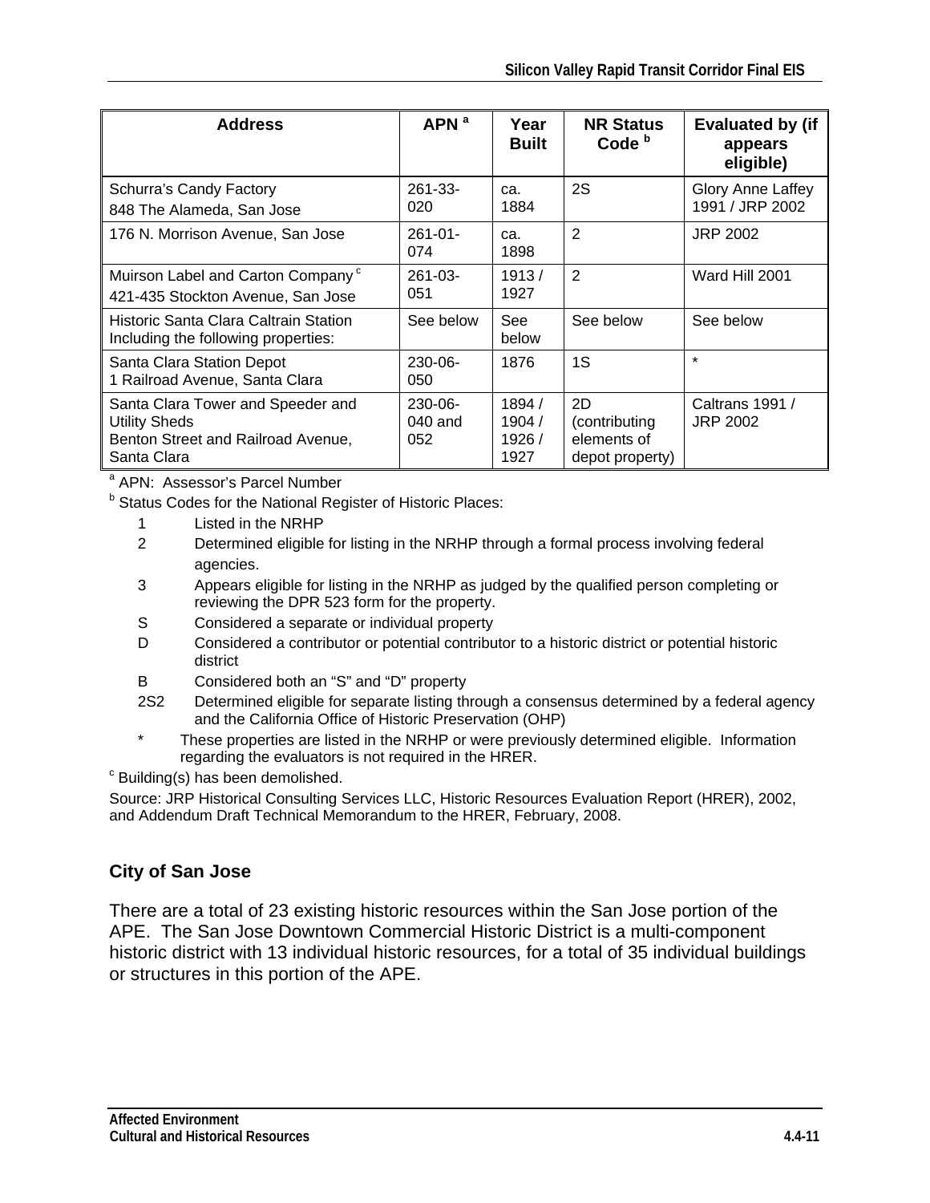| Address | APN [a] | Year Built | NR Status Code [b] | Evaluated by (if appears eligible) |
|---|---|---|---|---|
| Schurra's Candy Factory<br>848 The Alameda, San Jose | 261-33-020 | ca. 1884 | 2S | Glory Anne Laffey 1991 / JRP 2002 |
| 176 N. Morrison Avenue, San Jose | 261-01-074 | ca. 1898 | 2 | JRP 2002 |
| Muirson Label and Carton Company [c]<br>421-435 Stockton Avenue, San Jose | 261-03-051 | 1913 / 1927 | 2 | Ward Hill 2001 |
| Historic Santa Clara Caltrain Station Including the following properties: | See below | See below | See below | See below |
| Santa Clara Station Depot<br>1 Railroad Avenue, Santa Clara | 230-06-050 | 1876 | 1S | * |
| Santa Clara Tower and Speeder and Utility Sheds<br>Benton Street and Railroad Avenue, Santa Clara | 230-06-040 and 052 | 1894 / 1904 / 1926 / 1927 | 2D (contributing elements of depot property) | Caltrans 1991 / JRP 2002 |

[a] APN: Assessor's Parcel Number

[b] Status Codes for the National Register of Historic Places:

- 1 Listed in the NRHP
- 2 Determined eligible for listing in the NRHP through a formal process involving federal agencies.
- 3 Appears eligible for listing in the NRHP as judged by the qualified person completing or reviewing the DPR 523 form for the property.
- S Considered a separate or individual property
- D Considered a contributor or potential contributor to a historic district or potential historic district
- B Considered both an "S" and "D" property
- 2S2 Determined eligible for separate listing through a consensus determined by a federal agency and the California Office of Historic Preservation (OHP)
- * These properties are listed in the NRHP or were previously determined eligible. Information regarding the evaluators is not required in the HRER.

[c] Building(s) has been demolished.

Source: JRP Historical Consulting Services LLC, Historic Resources Evaluation Report (HRER), 2002, and Addendum Draft Technical Memorandum to the HRER, February, 2008.

### City of San Jose

There are a total of 23 existing historic resources within the San Jose portion of the APE. The San Jose Downtown Commercial Historic District is a multi-component historic district with 13 individual historic resources, for a total of 35 individual buildings or structures in this portion of the APE.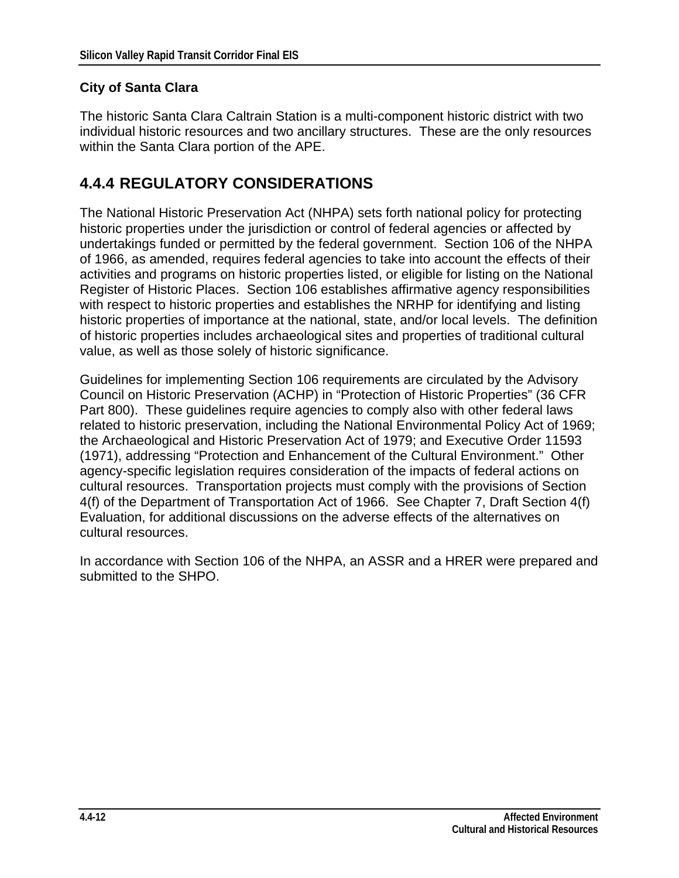**City of Santa Clara**

The historic Santa Clara Caltrain Station is a multi-component historic district with two individual historic resources and two ancillary structures. These are the only resources within the Santa Clara portion of the APE.

## 4.4.4 REGULATORY CONSIDERATIONS

The National Historic Preservation Act (NHPA) sets forth national policy for protecting historic properties under the jurisdiction or control of federal agencies or affected by undertakings funded or permitted by the federal government. Section 106 of the NHPA of 1966, as amended, requires federal agencies to take into account the effects of their activities and programs on historic properties listed, or eligible for listing on the National Register of Historic Places. Section 106 establishes affirmative agency responsibilities with respect to historic properties and establishes the NRHP for identifying and listing historic properties of importance at the national, state, and/or local levels. The definition of historic properties includes archaeological sites and properties of traditional cultural value, as well as those solely of historic significance.

Guidelines for implementing Section 106 requirements are circulated by the Advisory Council on Historic Preservation (ACHP) in "Protection of Historic Properties" (36 CFR Part 800). These guidelines require agencies to comply also with other federal laws related to historic preservation, including the National Environmental Policy Act of 1969; the Archaeological and Historic Preservation Act of 1979; and Executive Order 11593 (1971), addressing "Protection and Enhancement of the Cultural Environment." Other agency-specific legislation requires consideration of the impacts of federal actions on cultural resources. Transportation projects must comply with the provisions of Section 4(f) of the Department of Transportation Act of 1966. See Chapter 7, Draft Section 4(f) Evaluation, for additional discussions on the adverse effects of the alternatives on cultural resources.

In accordance with Section 106 of the NHPA, an ASSR and a HRER were prepared and submitted to the SHPO.